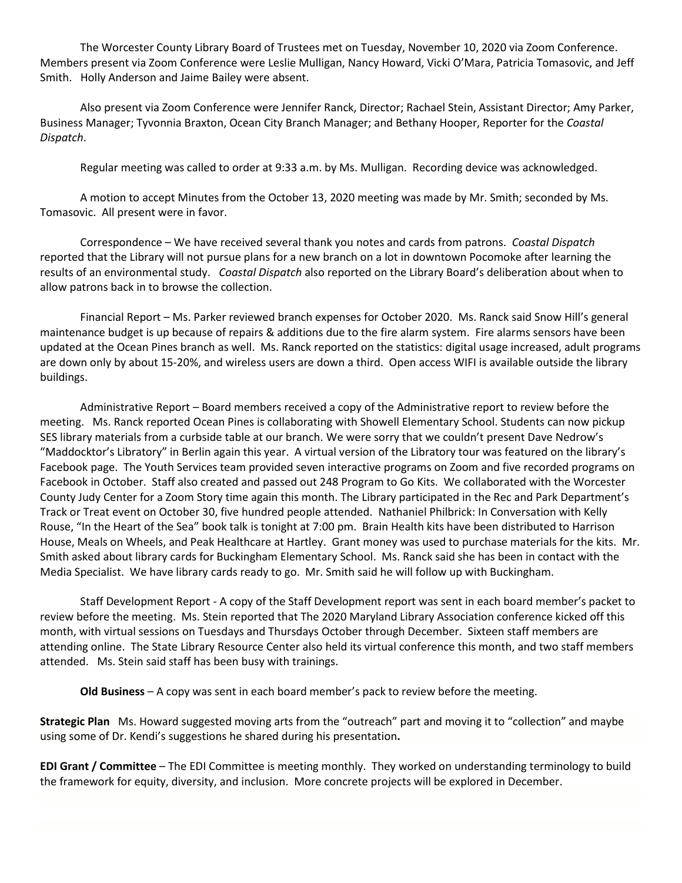The Worcester County Library Board of Trustees met on Tuesday, November 10, 2020 via Zoom Conference. Members present via Zoom Conference were Leslie Mulligan, Nancy Howard, Vicki O'Mara, Patricia Tomasovic, and Jeff Smith. Holly Anderson and Jaime Bailey were absent.

Also present via Zoom Conference were Jennifer Ranck, Director; Rachael Stein, Assistant Director; Amy Parker, Business Manager; Tyvonnia Braxton, Ocean City Branch Manager; and Bethany Hooper, Reporter for the *Coastal Dispatch*.

Regular meeting was called to order at 9:33 a.m. by Ms. Mulligan. Recording device was acknowledged.

A motion to accept Minutes from the October 13, 2020 meeting was made by Mr. Smith; seconded by Ms. Tomasovic. All present were in favor.

Correspondence – We have received several thank you notes and cards from patrons. *Coastal Dispatch* reported that the Library will not pursue plans for a new branch on a lot in downtown Pocomoke after learning the results of an environmental study. *Coastal Dispatch* also reported on the Library Board's deliberation about when to allow patrons back in to browse the collection.

Financial Report – Ms. Parker reviewed branch expenses for October 2020. Ms. Ranck said Snow Hill's general maintenance budget is up because of repairs & additions due to the fire alarm system. Fire alarms sensors have been updated at the Ocean Pines branch as well. Ms. Ranck reported on the statistics: digital usage increased, adult programs are down only by about 15-20%, and wireless users are down a third. Open access WIFI is available outside the library buildings.

Administrative Report – Board members received a copy of the Administrative report to review before the meeting. Ms. Ranck reported Ocean Pines is collaborating with Showell Elementary School. Students can now pickup SES library materials from a curbside table at our branch. We were sorry that we couldn't present Dave Nedrow's "Maddocktor's Libratory" in Berlin again this year. A virtual version of the Libratory tour was featured on the library's Facebook page. The Youth Services team provided seven interactive programs on Zoom and five recorded programs on Facebook in October. Staff also created and passed out 248 Program to Go Kits. We collaborated with the Worcester County Judy Center for a Zoom Story time again this month. The Library participated in the Rec and Park Department's Track or Treat event on October 30, five hundred people attended. Nathaniel Philbrick: In Conversation with Kelly Rouse, "In the Heart of the Sea" book talk is tonight at 7:00 pm. Brain Health kits have been distributed to Harrison House, Meals on Wheels, and Peak Healthcare at Hartley. Grant money was used to purchase materials for the kits. Mr. Smith asked about library cards for Buckingham Elementary School. Ms. Ranck said she has been in contact with the Media Specialist. We have library cards ready to go. Mr. Smith said he will follow up with Buckingham.

Staff Development Report - A copy of the Staff Development report was sent in each board member's packet to review before the meeting. Ms. Stein reported that The 2020 Maryland Library Association conference kicked off this month, with virtual sessions on Tuesdays and Thursdays October through December. Sixteen staff members are attending online. The State Library Resource Center also held its virtual conference this month, and two staff members attended. Ms. Stein said staff has been busy with trainings.

**Old Business** – A copy was sent in each board member's pack to review before the meeting.

**Strategic Plan** Ms. Howard suggested moving arts from the "outreach" part and moving it to "collection" and maybe using some of Dr. Kendi's suggestions he shared during his presentation**.**

**EDI Grant / Committee** – The EDI Committee is meeting monthly. They worked on understanding terminology to build the framework for equity, diversity, and inclusion. More concrete projects will be explored in December.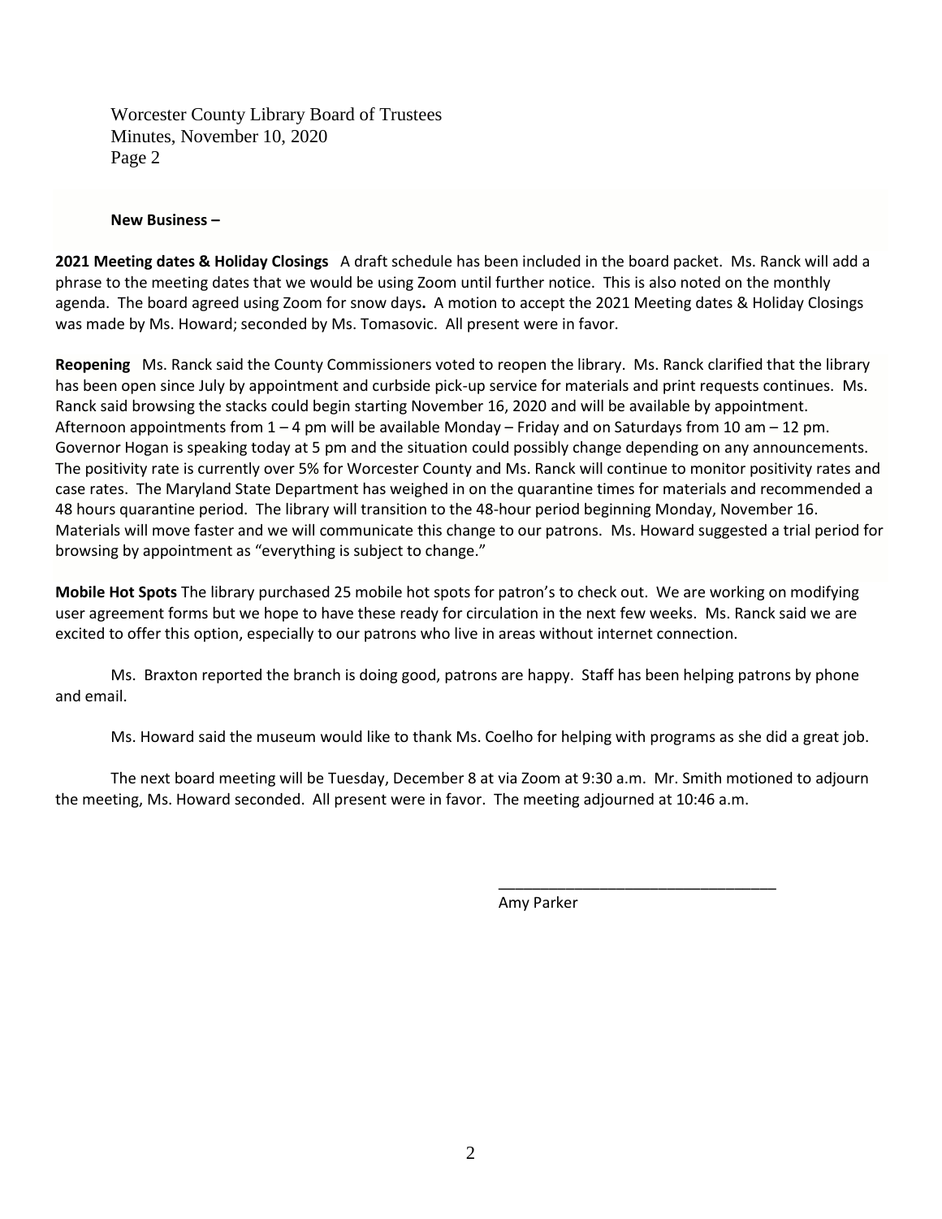**New Business –**

**2021 Meeting dates & Holiday Closings** A draft schedule has been included in the board packet. Ms. Ranck will add a phrase to the meeting dates that we would be using Zoom until further notice. This is also noted on the monthly agenda. The board agreed using Zoom for snow days**.** A motion to accept the 2021 Meeting dates & Holiday Closings was made by Ms. Howard; seconded by Ms. Tomasovic. All present were in favor.

**Reopening** Ms. Ranck said the County Commissioners voted to reopen the library. Ms. Ranck clarified that the library has been open since July by appointment and curbside pick-up service for materials and print requests continues. Ms. Ranck said browsing the stacks could begin starting November 16, 2020 and will be available by appointment. Afternoon appointments from 1 – 4 pm will be available Monday – Friday and on Saturdays from 10 am – 12 pm. Governor Hogan is speaking today at 5 pm and the situation could possibly change depending on any announcements. The positivity rate is currently over 5% for Worcester County and Ms. Ranck will continue to monitor positivity rates and case rates. The Maryland State Department has weighed in on the quarantine times for materials and recommended a 48 hours quarantine period. The library will transition to the 48-hour period beginning Monday, November 16. Materials will move faster and we will communicate this change to our patrons. Ms. Howard suggested a trial period for browsing by appointment as "everything is subject to change."

**Mobile Hot Spots** The library purchased 25 mobile hot spots for patron's to check out. We are working on modifying user agreement forms but we hope to have these ready for circulation in the next few weeks. Ms. Ranck said we are excited to offer this option, especially to our patrons who live in areas without internet connection.

Ms. Braxton reported the branch is doing good, patrons are happy. Staff has been helping patrons by phone and email.

Ms. Howard said the museum would like to thank Ms. Coelho for helping with programs as she did a great job.

The next board meeting will be Tuesday, December 8 at via Zoom at 9:30 a.m. Mr. Smith motioned to adjourn the meeting, Ms. Howard seconded. All present were in favor. The meeting adjourned at 10:46 a.m.

\_\_\_\_\_\_\_\_\_\_\_\_\_\_\_\_\_\_\_\_\_\_\_\_\_\_\_\_\_\_\_\_\_\_

Amy Parker